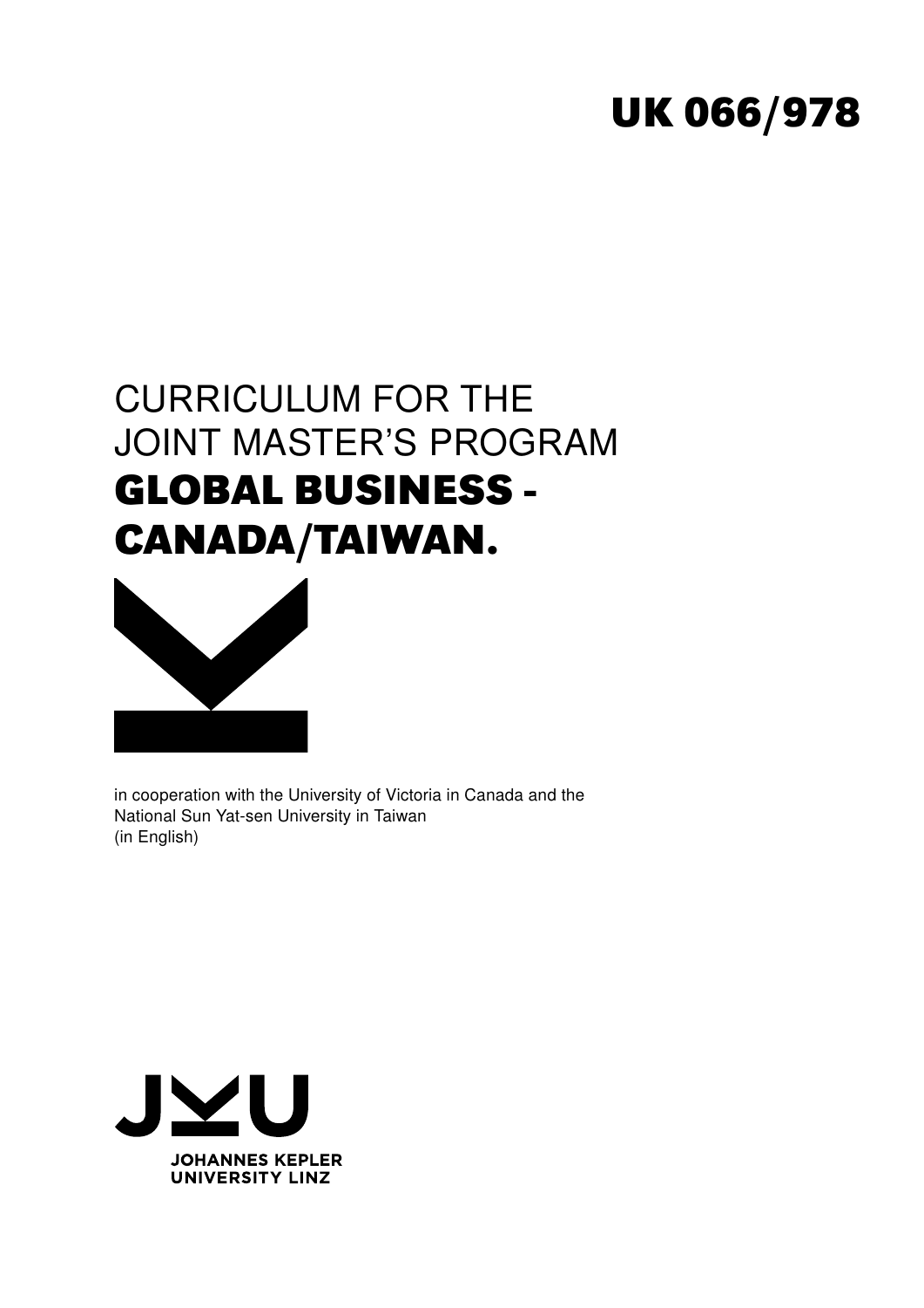UK 066/978

# CURRICULUM FOR THE JOINT MASTER'S PROGRAM GLOBAL BUSINESS - CANADA/TAIWAN.

in cooperation with the University of Victoria in Canada and the National Sun Yat-sen University in Taiwan
(in English)

JOHANNES KEPLER UNIVERSITY LINZ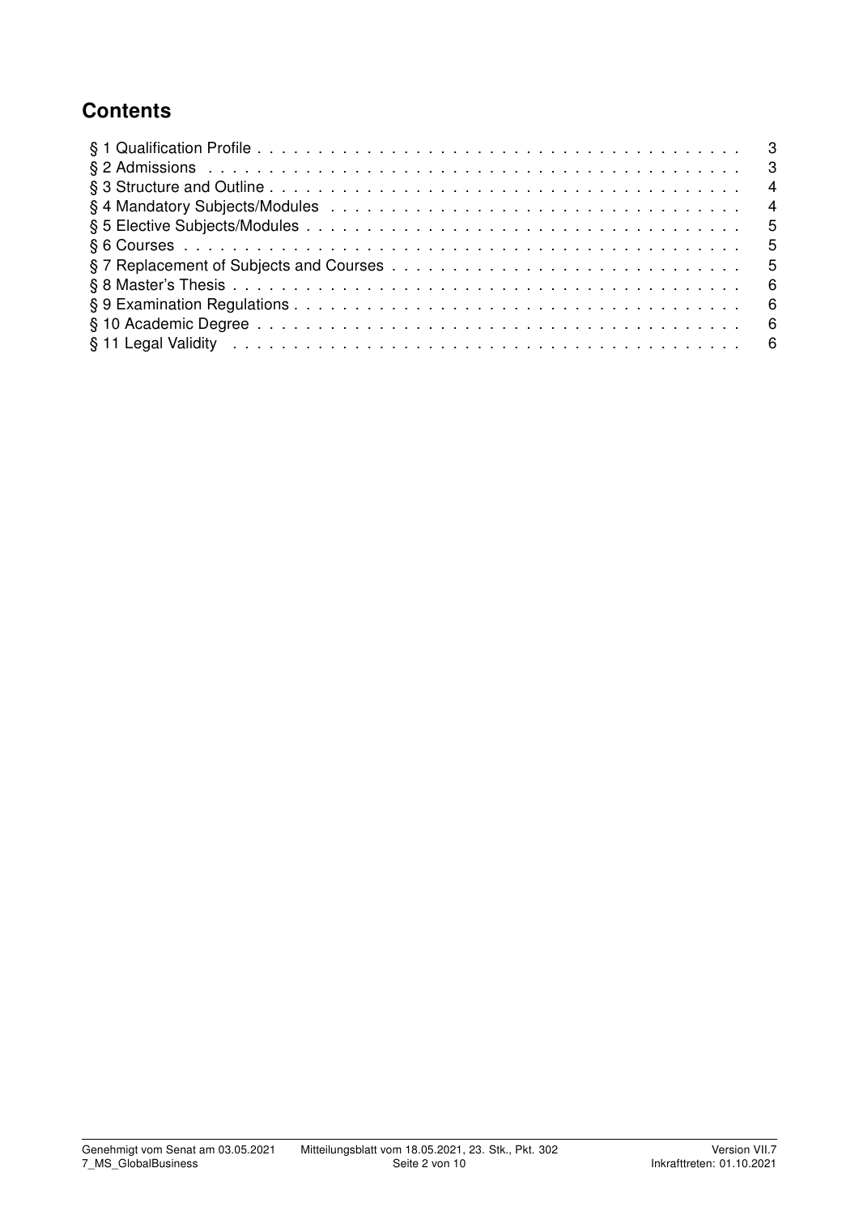## Contents

§ 1 Qualification Profile . . . . . . . . . . . . . . . . . . . . . . . . . . . . . . . . . . . . . . . . 3
§ 2 Admissions . . . . . . . . . . . . . . . . . . . . . . . . . . . . . . . . . . . . . . . . . . . . 3
§ 3 Structure and Outline . . . . . . . . . . . . . . . . . . . . . . . . . . . . . . . . . . . . . . . 4
§ 4 Mandatory Subjects/Modules . . . . . . . . . . . . . . . . . . . . . . . . . . . . . . . . . . 4
§ 5 Elective Subjects/Modules . . . . . . . . . . . . . . . . . . . . . . . . . . . . . . . . . . . . 5
§ 6 Courses . . . . . . . . . . . . . . . . . . . . . . . . . . . . . . . . . . . . . . . . . . . . . . 5
§ 7 Replacement of Subjects and Courses . . . . . . . . . . . . . . . . . . . . . . . . . . . . 5
§ 8 Master's Thesis . . . . . . . . . . . . . . . . . . . . . . . . . . . . . . . . . . . . . . . . . 6
§ 9 Examination Regulations . . . . . . . . . . . . . . . . . . . . . . . . . . . . . . . . . . . . 6
§ 10 Academic Degree . . . . . . . . . . . . . . . . . . . . . . . . . . . . . . . . . . . . . . . . 6
§ 11 Legal Validity . . . . . . . . . . . . . . . . . . . . . . . . . . . . . . . . . . . . . . . . . . 6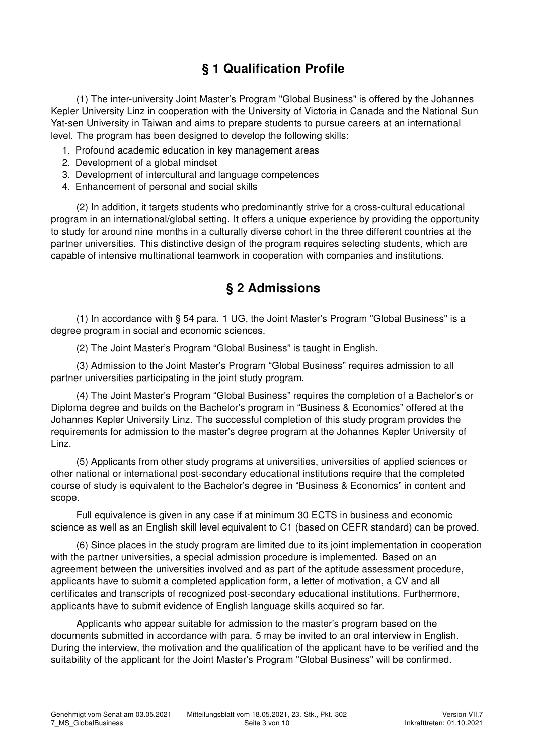## § 1 Qualification Profile

(1) The inter-university Joint Master's Program "Global Business" is offered by the Johannes Kepler University Linz in cooperation with the University of Victoria in Canada and the National Sun Yat-sen University in Taiwan and aims to prepare students to pursue careers at an international level. The program has been designed to develop the following skills:

1. Profound academic education in key management areas
2. Development of a global mindset
3. Development of intercultural and language competences
4. Enhancement of personal and social skills

(2) In addition, it targets students who predominantly strive for a cross-cultural educational program in an international/global setting. It offers a unique experience by providing the opportunity to study for around nine months in a culturally diverse cohort in the three different countries at the partner universities. This distinctive design of the program requires selecting students, which are capable of intensive multinational teamwork in cooperation with companies and institutions.

## § 2 Admissions

(1) In accordance with § 54 para. 1 UG, the Joint Master's Program "Global Business" is a degree program in social and economic sciences.

(2) The Joint Master's Program "Global Business" is taught in English.

(3) Admission to the Joint Master's Program "Global Business" requires admission to all partner universities participating in the joint study program.

(4) The Joint Master's Program "Global Business" requires the completion of a Bachelor's or Diploma degree and builds on the Bachelor's program in "Business & Economics" offered at the Johannes Kepler University Linz. The successful completion of this study program provides the requirements for admission to the master's degree program at the Johannes Kepler University of Linz.

(5) Applicants from other study programs at universities, universities of applied sciences or other national or international post-secondary educational institutions require that the completed course of study is equivalent to the Bachelor's degree in "Business & Economics" in content and scope.

Full equivalence is given in any case if at minimum 30 ECTS in business and economic science as well as an English skill level equivalent to C1 (based on CEFR standard) can be proved.

(6) Since places in the study program are limited due to its joint implementation in cooperation with the partner universities, a special admission procedure is implemented. Based on an agreement between the universities involved and as part of the aptitude assessment procedure, applicants have to submit a completed application form, a letter of motivation, a CV and all certificates and transcripts of recognized post-secondary educational institutions. Furthermore, applicants have to submit evidence of English language skills acquired so far.

Applicants who appear suitable for admission to the master's program based on the documents submitted in accordance with para. 5 may be invited to an oral interview in English. During the interview, the motivation and the qualification of the applicant have to be verified and the suitability of the applicant for the Joint Master's Program "Global Business" will be confirmed.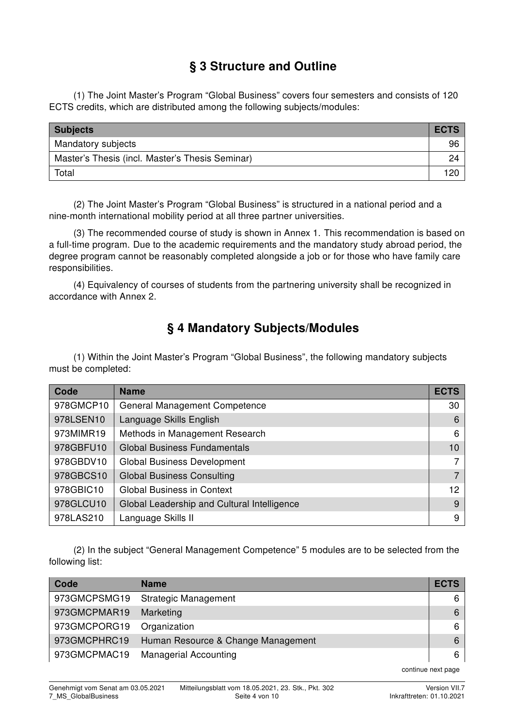## § 3 Structure and Outline

(1) The Joint Master's Program "Global Business" covers four semesters and consists of 120 ECTS credits, which are distributed among the following subjects/modules:

| Subjects | ECTS |
|---|---|
| Mandatory subjects | 96 |
| Master's Thesis (incl. Master's Thesis Seminar) | 24 |
| Total | 120 |

(2) The Joint Master's Program "Global Business" is structured in a national period and a nine-month international mobility period at all three partner universities.

(3) The recommended course of study is shown in Annex 1. This recommendation is based on a full-time program. Due to the academic requirements and the mandatory study abroad period, the degree program cannot be reasonably completed alongside a job or for those who have family care responsibilities.

(4) Equivalency of courses of students from the partnering university shall be recognized in accordance with Annex 2.

## § 4 Mandatory Subjects/Modules

(1) Within the Joint Master's Program "Global Business", the following mandatory subjects must be completed:

| Code | Name | ECTS |
|---|---|---|
| 978GMCP10 | General Management Competence | 30 |
| 978LSEN10 | Language Skills English | 6 |
| 973MIMR19 | Methods in Management Research | 6 |
| 978GBFU10 | Global Business Fundamentals | 10 |
| 978GBDV10 | Global Business Development | 7 |
| 978GBCS10 | Global Business Consulting | 7 |
| 978GBIC10 | Global Business in Context | 12 |
| 978GLCU10 | Global Leadership and Cultural Intelligence | 9 |
| 978LAS210 | Language Skills II | 9 |

(2) In the subject "General Management Competence" 5 modules are to be selected from the following list:

| Code | Name | ECTS |
|---|---|---|
| 973GMCPSMG19 | Strategic Management | 6 |
| 973GMCPMAR19 | Marketing | 6 |
| 973GMCPORG19 | Organization | 6 |
| 973GMCPHRC19 | Human Resource & Change Management | 6 |
| 973GMCPMAC19 | Managerial Accounting | 6 |

continue next page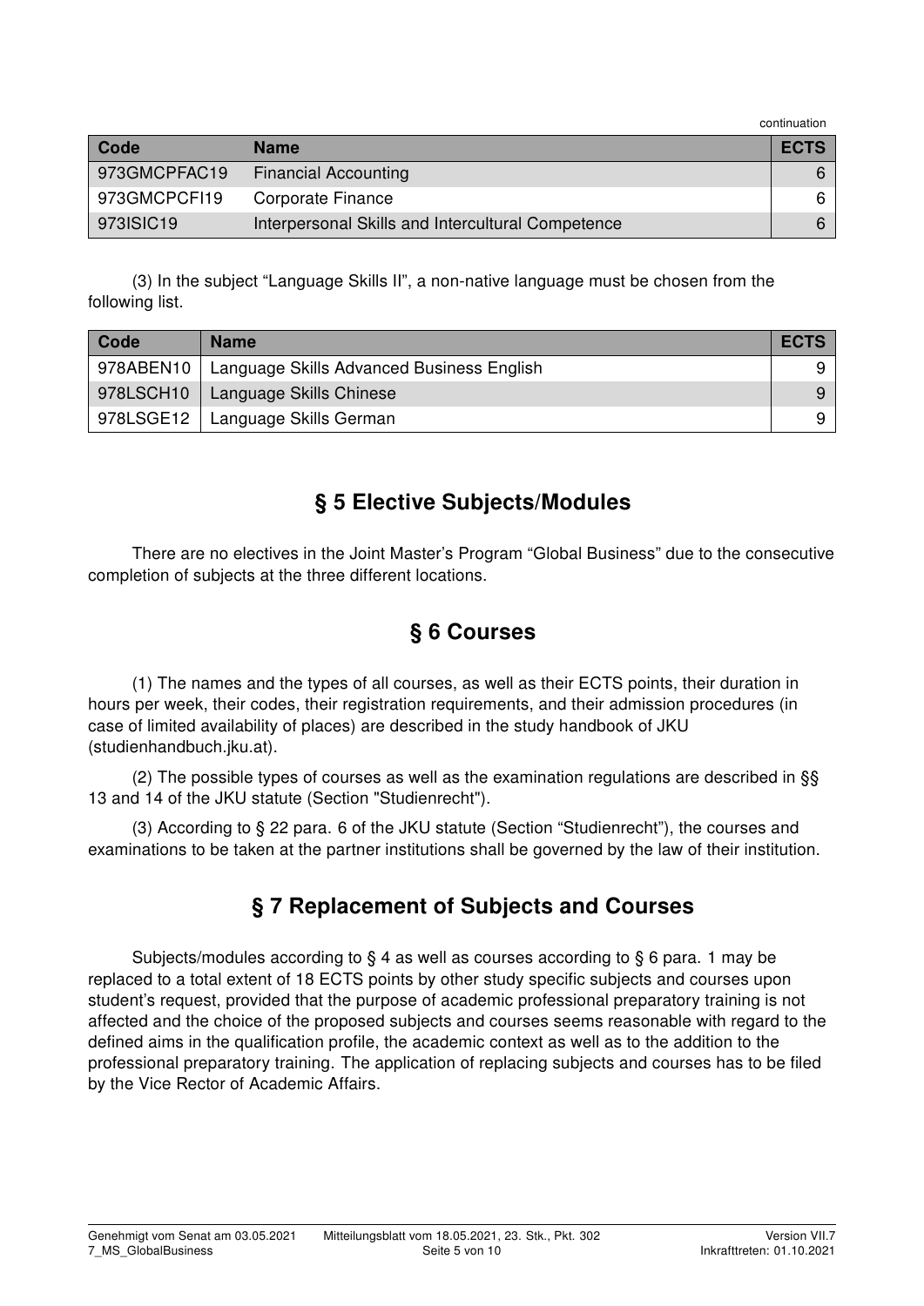continuation

| Code | Name | ECTS |
|---|---|---|
| 973GMCPFAC19 | Financial Accounting | 6 |
| 973GMCPCFI19 | Corporate Finance | 6 |
| 973ISIC19 | Interpersonal Skills and Intercultural Competence | 6 |

(3) In the subject "Language Skills II", a non-native language must be chosen from the following list.

| Code | Name | ECTS |
|---|---|---|
| 978ABEN10 | Language Skills Advanced Business English | 9 |
| 978LSCH10 | Language Skills Chinese | 9 |
| 978LSGE12 | Language Skills German | 9 |

## § 5 Elective Subjects/Modules

There are no electives in the Joint Master's Program "Global Business" due to the consecutive completion of subjects at the three different locations.

## § 6 Courses

(1) The names and the types of all courses, as well as their ECTS points, their duration in hours per week, their codes, their registration requirements, and their admission procedures (in case of limited availability of places) are described in the study handbook of JKU (studienhandbuch.jku.at).

(2) The possible types of courses as well as the examination regulations are described in §§ 13 and 14 of the JKU statute (Section "Studienrecht").

(3) According to § 22 para. 6 of the JKU statute (Section "Studienrecht"), the courses and examinations to be taken at the partner institutions shall be governed by the law of their institution.

## § 7 Replacement of Subjects and Courses

Subjects/modules according to § 4 as well as courses according to § 6 para. 1 may be replaced to a total extent of 18 ECTS points by other study specific subjects and courses upon student's request, provided that the purpose of academic professional preparatory training is not affected and the choice of the proposed subjects and courses seems reasonable with regard to the defined aims in the qualification profile, the academic context as well as to the addition to the professional preparatory training. The application of replacing subjects and courses has to be filed by the Vice Rector of Academic Affairs.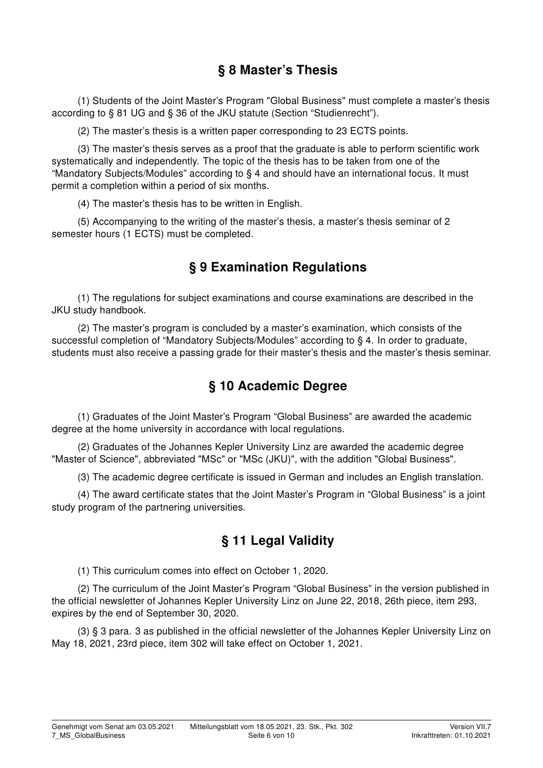## § 8 Master's Thesis

(1) Students of the Joint Master's Program "Global Business" must complete a master's thesis according to § 81 UG and § 36 of the JKU statute (Section "Studienrecht").

(2) The master's thesis is a written paper corresponding to 23 ECTS points.

(3) The master's thesis serves as a proof that the graduate is able to perform scientific work systematically and independently. The topic of the thesis has to be taken from one of the "Mandatory Subjects/Modules" according to § 4 and should have an international focus. It must permit a completion within a period of six months.

(4) The master's thesis has to be written in English.

(5) Accompanying to the writing of the master's thesis, a master's thesis seminar of 2 semester hours (1 ECTS) must be completed.

## § 9 Examination Regulations

(1) The regulations for subject examinations and course examinations are described in the JKU study handbook.

(2) The master's program is concluded by a master's examination, which consists of the successful completion of "Mandatory Subjects/Modules" according to § 4. In order to graduate, students must also receive a passing grade for their master's thesis and the master's thesis seminar.

## § 10 Academic Degree

(1) Graduates of the Joint Master's Program "Global Business" are awarded the academic degree at the home university in accordance with local regulations.

(2) Graduates of the Johannes Kepler University Linz are awarded the academic degree "Master of Science", abbreviated "MSc" or "MSc (JKU)", with the addition "Global Business".

(3) The academic degree certificate is issued in German and includes an English translation.

(4) The award certificate states that the Joint Master's Program in "Global Business" is a joint study program of the partnering universities.

## § 11 Legal Validity

(1) This curriculum comes into effect on October 1, 2020.

(2) The curriculum of the Joint Master's Program "Global Business" in the version published in the official newsletter of Johannes Kepler University Linz on June 22, 2018, 26th piece, item 293, expires by the end of September 30, 2020.

(3) § 3 para. 3 as published in the official newsletter of the Johannes Kepler University Linz on May 18, 2021, 23rd piece, item 302 will take effect on October 1, 2021.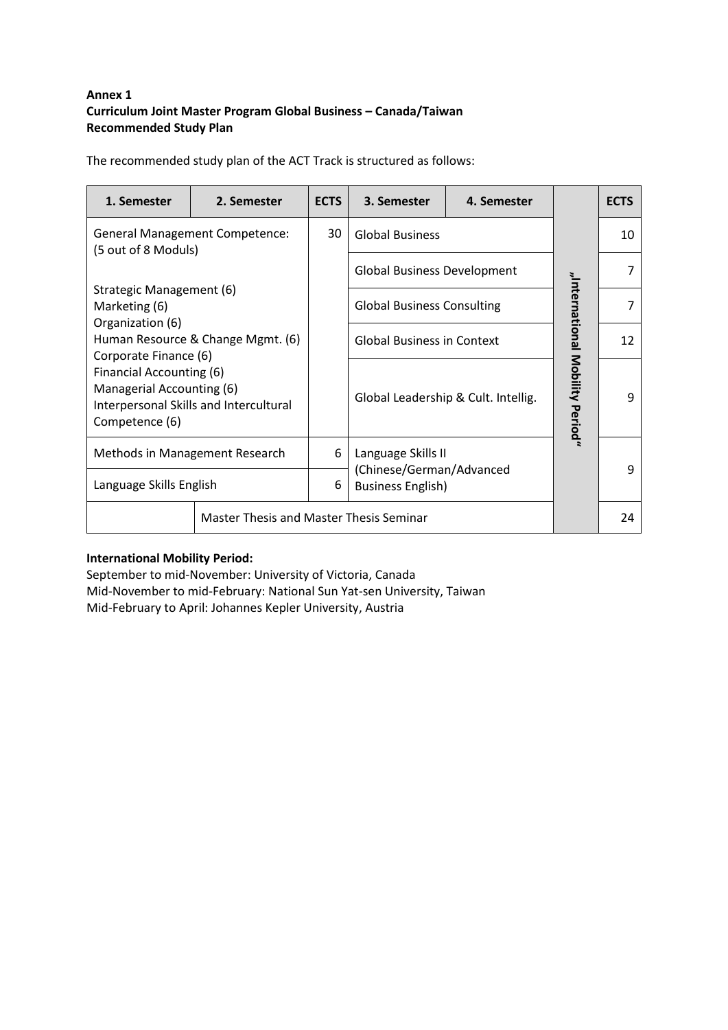**Annex 1**
**Curriculum Joint Master Program Global Business – Canada/Taiwan**
**Recommended Study Plan**

The recommended study plan of the ACT Track is structured as follows:

| 1. Semester | 2. Semester | ECTS | 3. Semester | 4. Semester | | ECTS |
|---|---|---|---|---|---|---|
| General Management Competence: (5 out of 8 Moduls)<br><br>Strategic Management (6)<br>Marketing (6)<br>Organization (6)<br>Human Resource & Change Mgmt. (6)<br>Corporate Finance (6)<br>Financial Accounting (6)<br>Managerial Accounting (6)<br>Interpersonal Skills and Intercultural Competence (6) | | 30 | Global Business | | „International Mobility Period" | 10 |
| | | | Global Business Development | | | 7 |
| | | | Global Business Consulting | | | 7 |
| | | | Global Business in Context | | | 12 |
| | | | Global Leadership & Cult. Intellig. | | | 9 |
| Methods in Management Research | | 6 | Language Skills II (Chinese/German/Advanced Business English) | | | 9 |
| Language Skills English | | 6 | | | | |
| | Master Thesis and Master Thesis Seminar | | | | | 24 |

**International Mobility Period:**
September to mid-November: University of Victoria, Canada
Mid-November to mid-February: National Sun Yat-sen University, Taiwan
Mid-February to April: Johannes Kepler University, Austria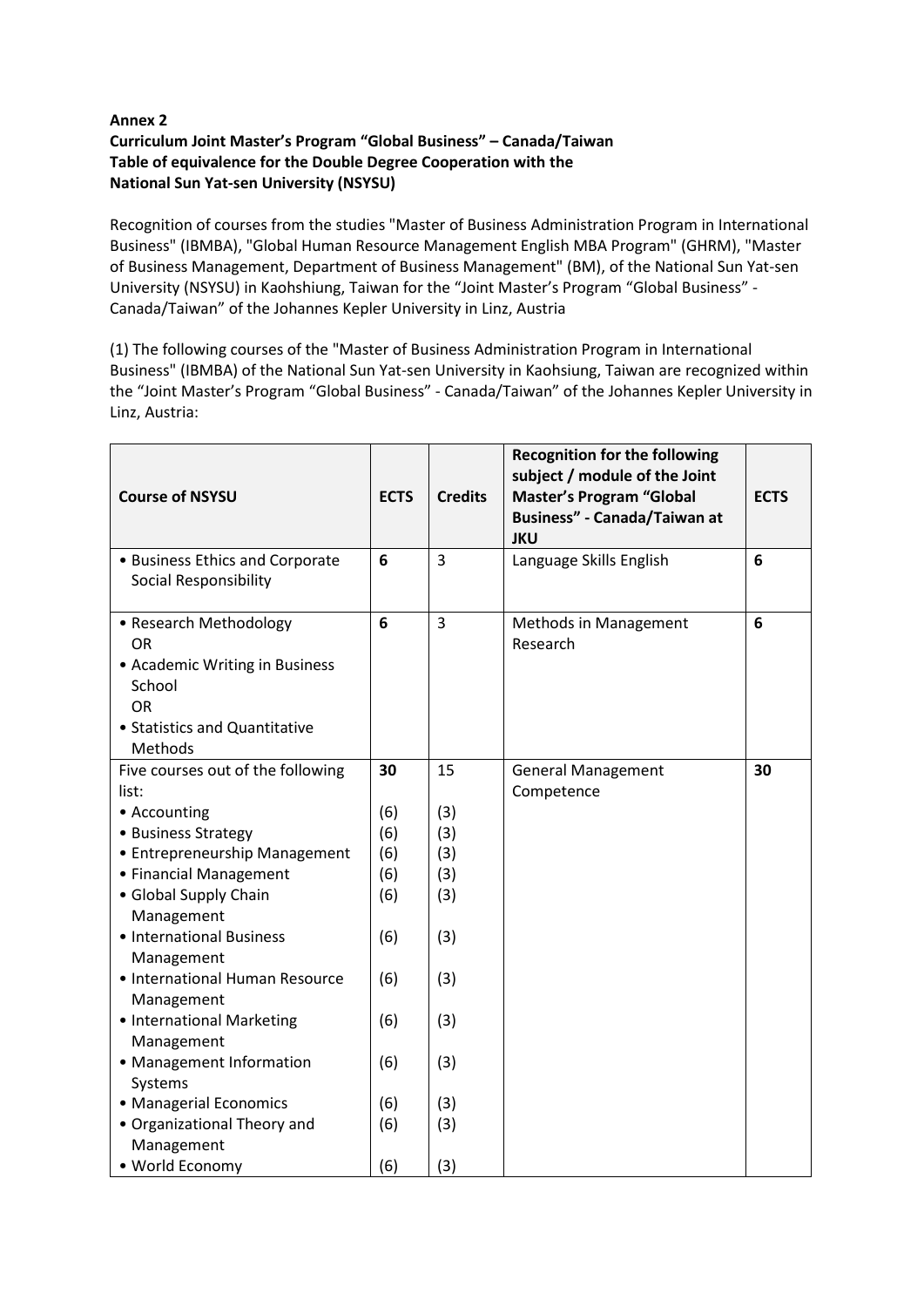**Annex 2**
**Curriculum Joint Master's Program "Global Business" – Canada/Taiwan**
**Table of equivalence for the Double Degree Cooperation with the**
**National Sun Yat-sen University (NSYSU)**

Recognition of courses from the studies "Master of Business Administration Program in International Business" (IBMBA), "Global Human Resource Management English MBA Program" (GHRM), "Master of Business Management, Department of Business Management" (BM), of the National Sun Yat-sen University (NSYSU) in Kaohshiung, Taiwan for the "Joint Master's Program "Global Business" - Canada/Taiwan" of the Johannes Kepler University in Linz, Austria

(1) The following courses of the "Master of Business Administration Program in International Business" (IBMBA) of the National Sun Yat-sen University in Kaohsiung, Taiwan are recognized within the "Joint Master's Program "Global Business" - Canada/Taiwan" of the Johannes Kepler University in Linz, Austria:

| Course of NSYSU | ECTS | Credits | Recognition for the following subject / module of the Joint Master's Program "Global Business" - Canada/Taiwan at JKU | ECTS |
|---|---|---|---|---|
| • Business Ethics and Corporate Social Responsibility | **6** | 3 | Language Skills English | **6** |
| • Research Methodology<br>OR<br>• Academic Writing in Business School<br>OR<br>• Statistics and Quantitative Methods | **6** | 3 | Methods in Management Research | **6** |
| Five courses out of the following list:<br>• Accounting<br>• Business Strategy<br>• Entrepreneurship Management<br>• Financial Management<br>• Global Supply Chain Management<br>• International Business Management<br>• International Human Resource Management<br>• International Marketing Management<br>• Management Information Systems<br>• Managerial Economics<br>• Organizational Theory and Management<br>• World Economy | **30**<br><br>(6)<br>(6)<br>(6)<br>(6)<br>(6)<br>(6)<br>(6)<br>(6)<br>(6)<br>(6)<br>(6)<br>(6) | 15<br><br>(3)<br>(3)<br>(3)<br>(3)<br>(3)<br>(3)<br>(3)<br>(3)<br>(3)<br>(3)<br>(3)<br>(3) | General Management Competence | **30** |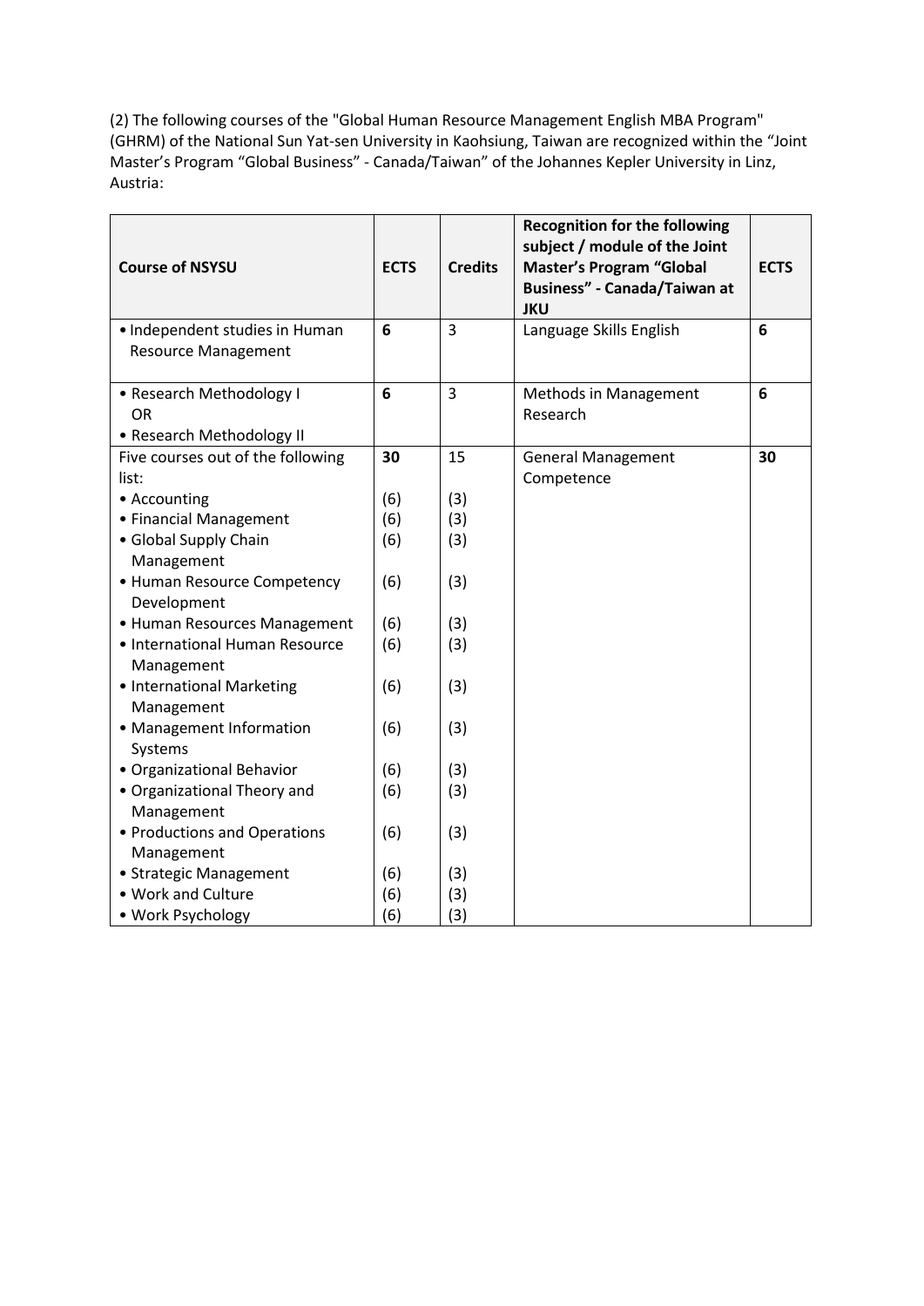(2) The following courses of the "Global Human Resource Management English MBA Program" (GHRM) of the National Sun Yat-sen University in Kaohsiung, Taiwan are recognized within the “Joint Master’s Program “Global Business” - Canada/Taiwan” of the Johannes Kepler University in Linz, Austria:

| **Course of NSYSU** | **ECTS** | **Credits** | **Recognition for the following subject / module of the Joint Master’s Program “Global Business” - Canada/Taiwan at JKU** | **ECTS** |
|---|---|---|---|---|
| • Independent studies in Human Resource Management | **6** | 3 | Language Skills English | **6** |
| • Research Methodology I<br>OR<br>• Research Methodology II | **6** | 3 | Methods in Management Research | **6** |
| Five courses out of the following list: | **30** | 15 | General Management Competence | **30** |
| • Accounting | (6) | (3) | | |
| • Financial Management | (6) | (3) | | |
| • Global Supply Chain Management | (6) | (3) | | |
| • Human Resource Competency Development | (6) | (3) | | |
| • Human Resources Management | (6) | (3) | | |
| • International Human Resource Management | (6) | (3) | | |
| • International Marketing Management | (6) | (3) | | |
| • Management Information Systems | (6) | (3) | | |
| • Organizational Behavior | (6) | (3) | | |
| • Organizational Theory and Management | (6) | (3) | | |
| • Productions and Operations Management | (6) | (3) | | |
| • Strategic Management | (6) | (3) | | |
| • Work and Culture | (6) | (3) | | |
| • Work Psychology | (6) | (3) | | |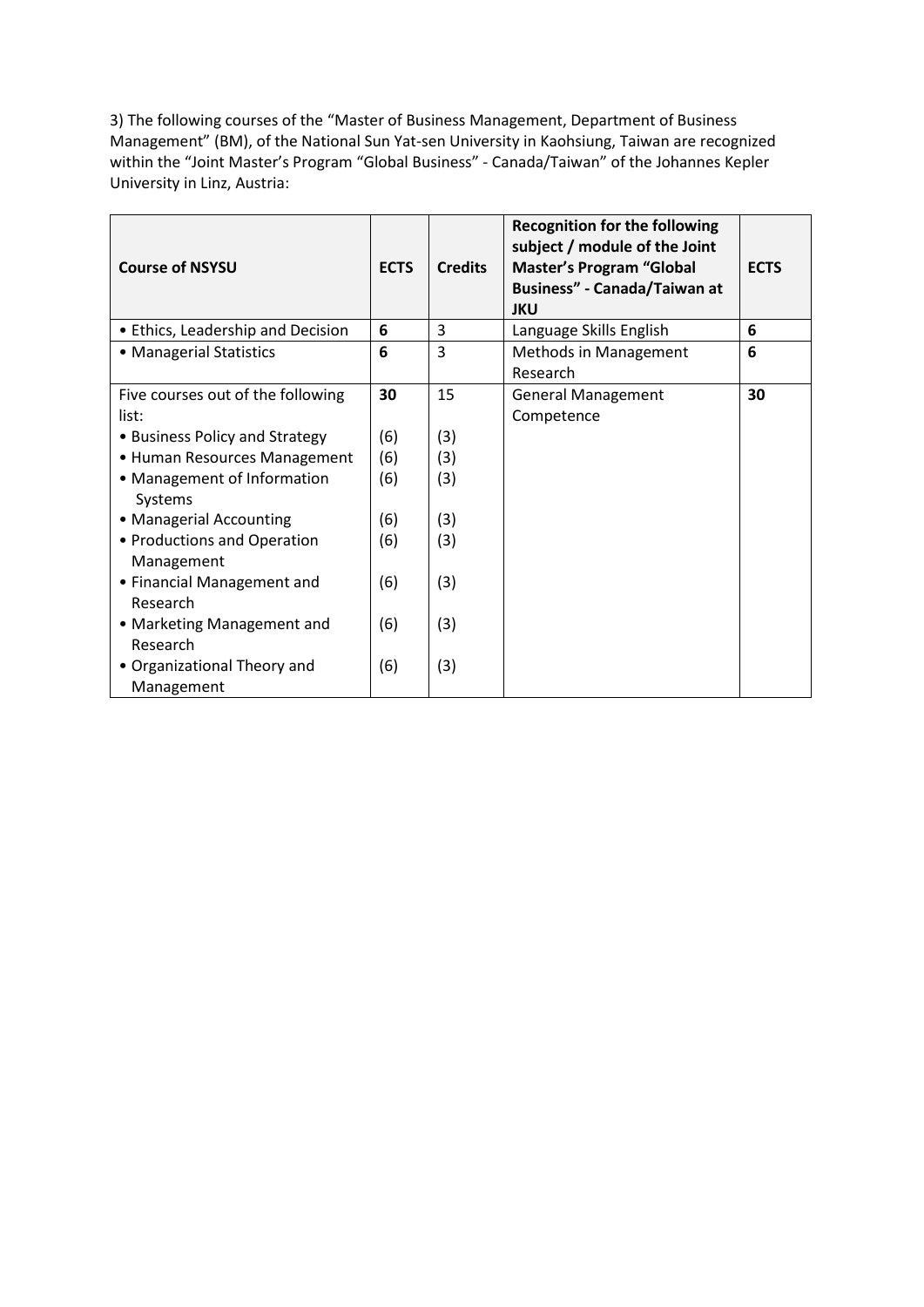3) The following courses of the "Master of Business Management, Department of Business Management" (BM), of the National Sun Yat-sen University in Kaohsiung, Taiwan are recognized within the "Joint Master's Program "Global Business" - Canada/Taiwan" of the Johannes Kepler University in Linz, Austria:

| **Course of NSYSU** | **ECTS** | **Credits** | **Recognition for the following subject / module of the Joint Master's Program "Global Business" - Canada/Taiwan at JKU** | **ECTS** |
|---|---|---|---|---|
| • Ethics, Leadership and Decision | **6** | 3 | Language Skills English | **6** |
| • Managerial Statistics | **6** | 3 | Methods in Management Research | **6** |
| Five courses out of the following list: | **30** | 15 | General Management Competence | **30** |
| • Business Policy and Strategy | (6) | (3) | | |
| • Human Resources Management | (6) | (3) | | |
| • Management of Information Systems | (6) | (3) | | |
| • Managerial Accounting | (6) | (3) | | |
| • Productions and Operation Management | (6) | (3) | | |
| • Financial Management and Research | (6) | (3) | | |
| • Marketing Management and Research | (6) | (3) | | |
| • Organizational Theory and Management | (6) | (3) | | |